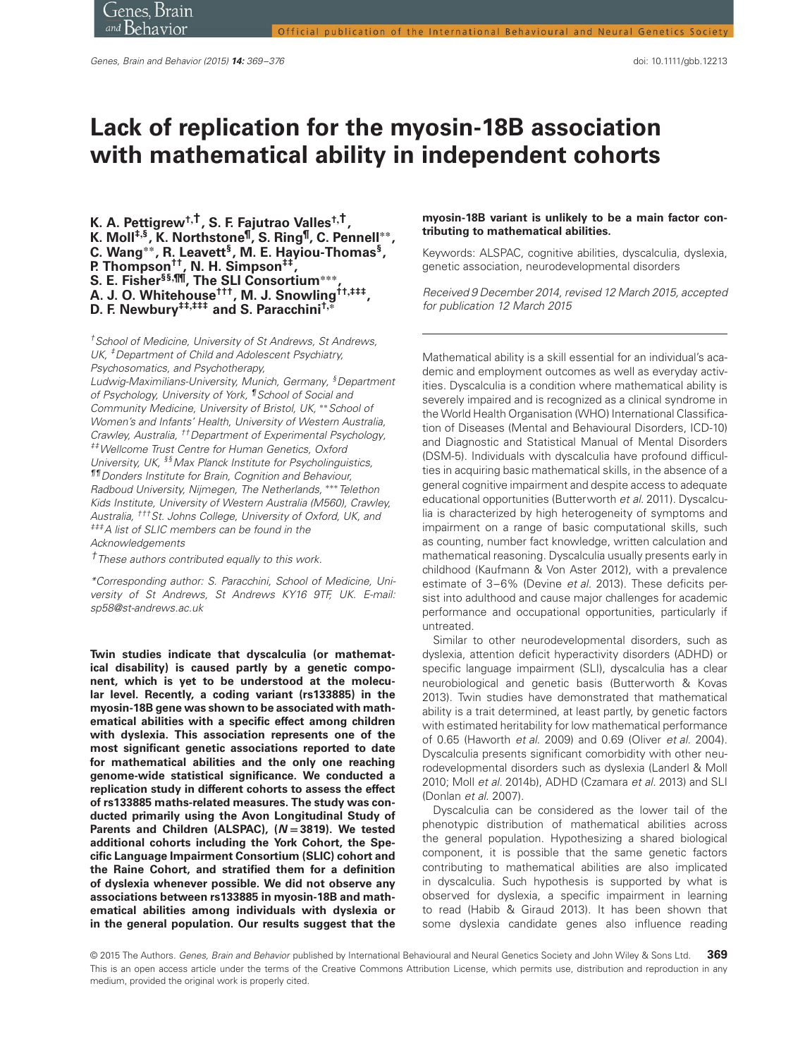# Lack of replication for the myosin-18B association with mathematical ability in independent cohorts

**K. A. Pettigrew[†,†], S. F. Fajutrao Valles[†,†], K. Moll[‡,§], K. Northstone[¶], S. Ring[¶], C. Pennell[**], C. Wang[**], R. Leavett[§], M. E. Hayiou-Thomas[§], P. Thompson[††], N. H. Simpson[‡‡], S. E. Fisher[§§,¶¶], The SLI Consortium[***], A. J. O. Whitehouse[†††], M. J. Snowling[††,‡‡‡], D. F. Newbury[‡‡,‡‡‡] and S. Paracchini[†,*]**

*[†]School of Medicine, University of St Andrews, St Andrews, UK, [‡]Department of Child and Adolescent Psychiatry, Psychosomatics, and Psychotherapy, Ludwig-Maximilians-University, Munich, Germany, [§]Department of Psychology, University of York, [¶]School of Social and Community Medicine, University of Bristol, UK, [**]School of Women's and Infants' Health, University of Western Australia, Crawley, Australia, [††]Department of Experimental Psychology, [‡‡]Wellcome Trust Centre for Human Genetics, Oxford University, UK, [§§]Max Planck Institute for Psycholinguistics, [¶¶]Donders Institute for Brain, Cognition and Behaviour, Radboud University, Nijmegen, The Netherlands, [***]Telethon Kids Institute, University of Western Australia (M560), Crawley, Australia, [†††]St. Johns College, University of Oxford, UK, and [‡‡‡]A list of SLIC members can be found in the Acknowledgements*

*[†]These authors contributed equally to this work.*

*\*Corresponding author: S. Paracchini, School of Medicine, University of St Andrews, St Andrews KY16 9TF, UK. E-mail: sp58@st-andrews.ac.uk*

**Twin studies indicate that dyscalculia (or mathematical disability) is caused partly by a genetic component, which is yet to be understood at the molecular level. Recently, a coding variant (rs133885) in the myosin-18B gene was shown to be associated with mathematical abilities with a specific effect among children with dyslexia. This association represents one of the most significant genetic associations reported to date for mathematical abilities and the only one reaching genome-wide statistical significance. We conducted a replication study in different cohorts to assess the effect of rs133885 maths-related measures. The study was conducted primarily using the Avon Longitudinal Study of Parents and Children (ALSPAC), ($N = 3819$). We tested additional cohorts including the York Cohort, the Specific Language Impairment Consortium (SLIC) cohort and the Raine Cohort, and stratified them for a definition of dyslexia whenever possible. We did not observe any associations between rs133885 in myosin-18B and mathematical abilities among individuals with dyslexia or in the general population. Our results suggest that the myosin-18B variant is unlikely to be a main factor contributing to mathematical abilities.**

Keywords: ALSPAC, cognitive abilities, dyscalculia, dyslexia, genetic association, neurodevelopmental disorders

*Received 9 December 2014, revised 12 March 2015, accepted for publication 12 March 2015*

---

Mathematical ability is a skill essential for an individual's academic and employment outcomes as well as everyday activities. Dyscalculia is a condition where mathematical ability is severely impaired and is recognized as a clinical syndrome in the World Health Organisation (WHO) International Classification of Diseases (Mental and Behavioural Disorders, ICD-10) and Diagnostic and Statistical Manual of Mental Disorders (DSM-5). Individuals with dyscalculia have profound difficulties in acquiring basic mathematical skills, in the absence of a general cognitive impairment and despite access to adequate educational opportunities (Butterworth *et al.* 2011). Dyscalculia is characterized by high heterogeneity of symptoms and impairment on a range of basic computational skills, such as counting, number fact knowledge, written calculation and mathematical reasoning. Dyscalculia usually presents early in childhood (Kaufmann & Von Aster 2012), with a prevalence estimate of 3–6% (Devine *et al.* 2013). These deficits persist into adulthood and cause major challenges for academic performance and occupational opportunities, particularly if untreated.

Similar to other neurodevelopmental disorders, such as dyslexia, attention deficit hyperactivity disorders (ADHD) or specific language impairment (SLI), dyscalculia has a clear neurobiological and genetic basis (Butterworth & Kovas 2013). Twin studies have demonstrated that mathematical ability is a trait determined, at least partly, by genetic factors with estimated heritability for low mathematical performance of 0.65 (Haworth *et al.* 2009) and 0.69 (Oliver *et al.* 2004). Dyscalculia presents significant comorbidity with other neurodevelopmental disorders such as dyslexia (Landerl & Moll 2010; Moll *et al.* 2014b), ADHD (Czamara *et al.* 2013) and SLI (Donlan *et al.* 2007).

Dyscalculia can be considered as the lower tail of the phenotypic distribution of mathematical abilities across the general population. Hypothesizing a shared biological component, it is possible that the same genetic factors contributing to mathematical abilities are also implicated in dyscalculia. Such hypothesis is supported by what is observed for dyslexia, a specific impairment in learning to read (Habib & Giraud 2013). It has been shown that some dyslexia candidate genes also influence reading

© 2015 The Authors. *Genes, Brain and Behavior* published by International Behavioural and Neural Genetics Society and John Wiley & Sons Ltd. This is an open access article under the terms of the Creative Commons Attribution License, which permits use, distribution and reproduction in any medium, provided the original work is properly cited.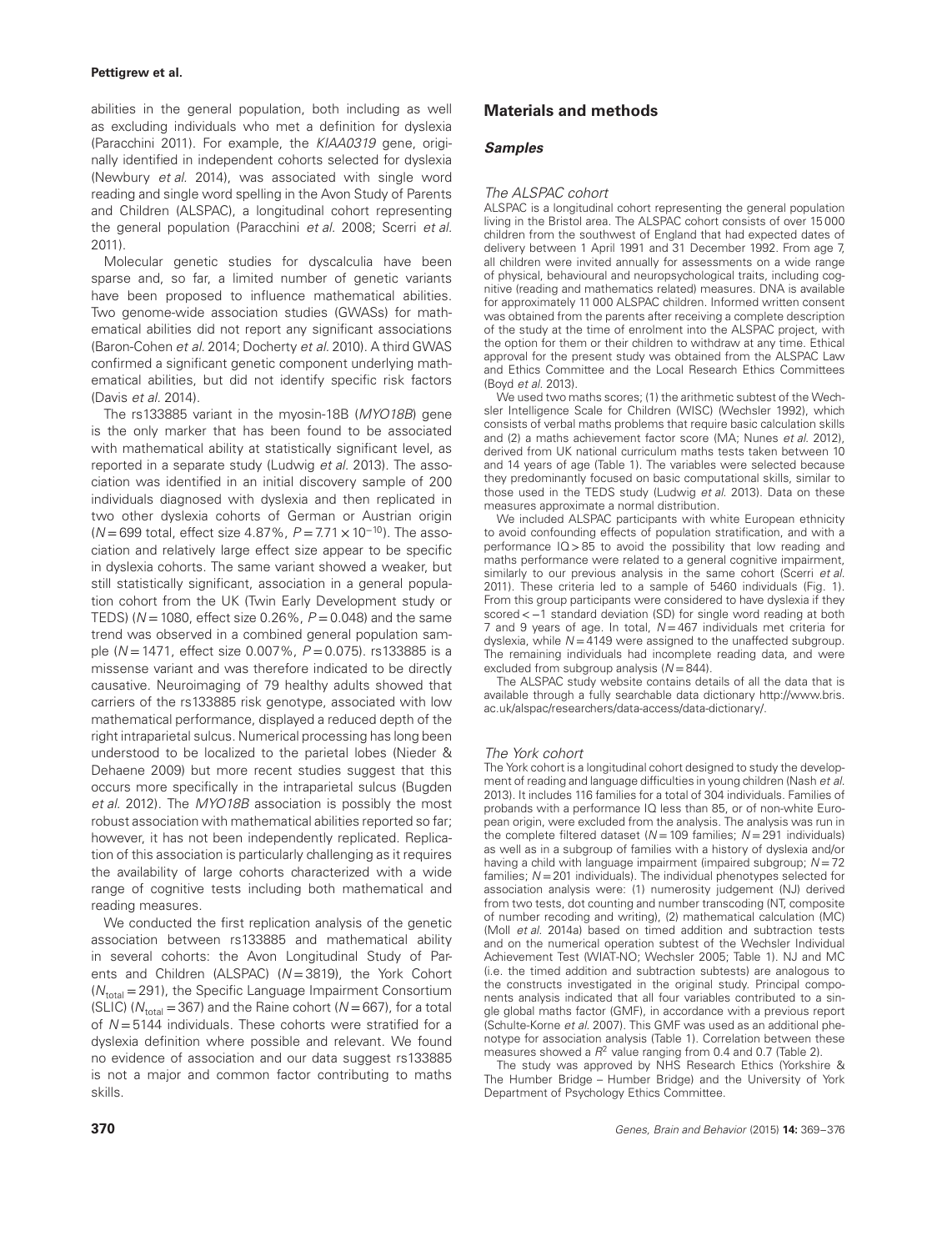abilities in the general population, both including as well as excluding individuals who met a definition for dyslexia (Paracchini 2011). For example, the *KIAA0319* gene, originally identified in independent cohorts selected for dyslexia (Newbury *et al.* 2014), was associated with single word reading and single word spelling in the Avon Study of Parents and Children (ALSPAC), a longitudinal cohort representing the general population (Paracchini *et al.* 2008; Scerri *et al.* 2011).

Molecular genetic studies for dyscalculia have been sparse and, so far, a limited number of genetic variants have been proposed to influence mathematical abilities. Two genome-wide association studies (GWASs) for mathematical abilities did not report any significant associations (Baron-Cohen *et al.* 2014; Docherty *et al.* 2010). A third GWAS confirmed a significant genetic component underlying mathematical abilities, but did not identify specific risk factors (Davis *et al.* 2014).

The rs133885 variant in the myosin-18B (*MYO18B*) gene is the only marker that has been found to be associated with mathematical ability at statistically significant level, as reported in a separate study (Ludwig *et al.* 2013). The association was identified in an initial discovery sample of 200 individuals diagnosed with dyslexia and then replicated in two other dyslexia cohorts of German or Austrian origin ($N = 699$ total, effect size 4.87%, $P = 7.71 \times 10^{-10}$). The association and relatively large effect size appear to be specific in dyslexia cohorts. The same variant showed a weaker, but still statistically significant, association in a general population cohort from the UK (Twin Early Development study or TEDS) ($N = 1080$, effect size 0.26%, $P = 0.048$) and the same trend was observed in a combined general population sample ($N = 1471$, effect size 0.007%, $P = 0.075$). rs133885 is a missense variant and was therefore indicated to be directly causative. Neuroimaging of 79 healthy adults showed that carriers of the rs133885 risk genotype, associated with low mathematical performance, displayed a reduced depth of the right intraparietal sulcus. Numerical processing has long been understood to be localized to the parietal lobes (Nieder & Dehaene 2009) but more recent studies suggest that this occurs more specifically in the intraparietal sulcus (Bugden *et al.* 2012). The *MYO18B* association is possibly the most robust association with mathematical abilities reported so far; however, it has not been independently replicated. Replication of this association is particularly challenging as it requires the availability of large cohorts characterized with a wide range of cognitive tests including both mathematical and reading measures.

We conducted the first replication analysis of the genetic association between rs133885 and mathematical ability in several cohorts: the Avon Longitudinal Study of Parents and Children (ALSPAC) ($N = 3819$), the York Cohort ($N_{total} = 291$), the Specific Language Impairment Consortium (SLIC) ($N_{total} = 367$) and the Raine cohort ($N = 667$), for a total of $N = 5144$ individuals. These cohorts were stratified for a dyslexia definition where possible and relevant. We found no evidence of association and our data suggest rs133885 is not a major and common factor contributing to maths skills.

## Materials and methods

### *Samples*

#### *The ALSPAC cohort*

ALSPAC is a longitudinal cohort representing the general population living in the Bristol area. The ALSPAC cohort consists of over 15 000 children from the southwest of England that had expected dates of delivery between 1 April 1991 and 31 December 1992. From age 7, all children were invited annually for assessments on a wide range of physical, behavioural and neuropsychological traits, including cognitive (reading and mathematics related) measures. DNA is available for approximately 11 000 ALSPAC children. Informed written consent was obtained from the parents after receiving a complete description of the study at the time of enrolment into the ALSPAC project, with the option for them or their children to withdraw at any time. Ethical approval for the present study was obtained from the ALSPAC Law and Ethics Committee and the Local Research Ethics Committees (Boyd *et al.* 2013).

We used two maths scores; (1) the arithmetic subtest of the Wechsler Intelligence Scale for Children (WISC) (Wechsler 1992), which consists of verbal maths problems that require basic calculation skills and (2) a maths achievement factor score (MA; Nunes *et al.* 2012), derived from UK national curriculum maths tests taken between 10 and 14 years of age (Table 1). The variables were selected because they predominantly focused on basic computational skills, similar to those used in the TEDS study (Ludwig *et al.* 2013). Data on these measures approximate a normal distribution.

We included ALSPAC participants with white European ethnicity to avoid confounding effects of population stratification, and with a performance IQ > 85 to avoid the possibility that low reading and maths performance were related to a general cognitive impairment, similarly to our previous analysis in the same cohort (Scerri *et al.* 2011). These criteria led to a sample of 5460 individuals (Fig. 1). From this group participants were considered to have dyslexia if they scored < −1 standard deviation (SD) for single word reading at both 7 and 9 years of age. In total, $N = 467$ individuals met criteria for dyslexia, while $N = 4149$ were assigned to the unaffected subgroup. The remaining individuals had incomplete reading data, and were excluded from subgroup analysis ($N = 844$).

The ALSPAC study website contains details of all the data that is available through a fully searchable data dictionary http://www.bris.ac.uk/alspac/researchers/data-access/data-dictionary/.

#### *The York cohort*

The York cohort is a longitudinal cohort designed to study the development of reading and language difficulties in young children (Nash *et al.* 2013). It includes 116 families for a total of 304 individuals. Families of probands with a performance IQ less than 85, or of non-white European origin, were excluded from the analysis. The analysis was run in the complete filtered dataset ($N = 109$ families; $N = 291$ individuals) as well as in a subgroup of families with a history of dyslexia and/or having a child with language impairment (impaired subgroup; $N = 72$ families; $N = 201$ individuals). The individual phenotypes selected for association analysis were: (1) numerosity judgement (NJ) derived from two tests, dot counting and number transcoding (NT, composite of number recoding and writing), (2) mathematical calculation (MC) (Moll *et al.* 2014a) based on timed addition and subtraction tests and on the numerical operation subtest of the Wechsler Individual Achievement Test (WIAT-NO; Wechsler 2005; Table 1). NJ and MC (i.e. the timed addition and subtraction subtests) are analogous to the constructs investigated in the original study. Principal components analysis indicated that all four variables contributed to a single global maths factor (GMF), in accordance with a previous report (Schulte-Korne *et al.* 2007). This GMF was used as an additional phenotype for association analysis (Table 1). Correlation between these measures showed a $R^2$ value ranging from 0.4 and 0.7 (Table 2).

The study was approved by NHS Research Ethics (Yorkshire & The Humber Bridge – Humber Bridge) and the University of York Department of Psychology Ethics Committee.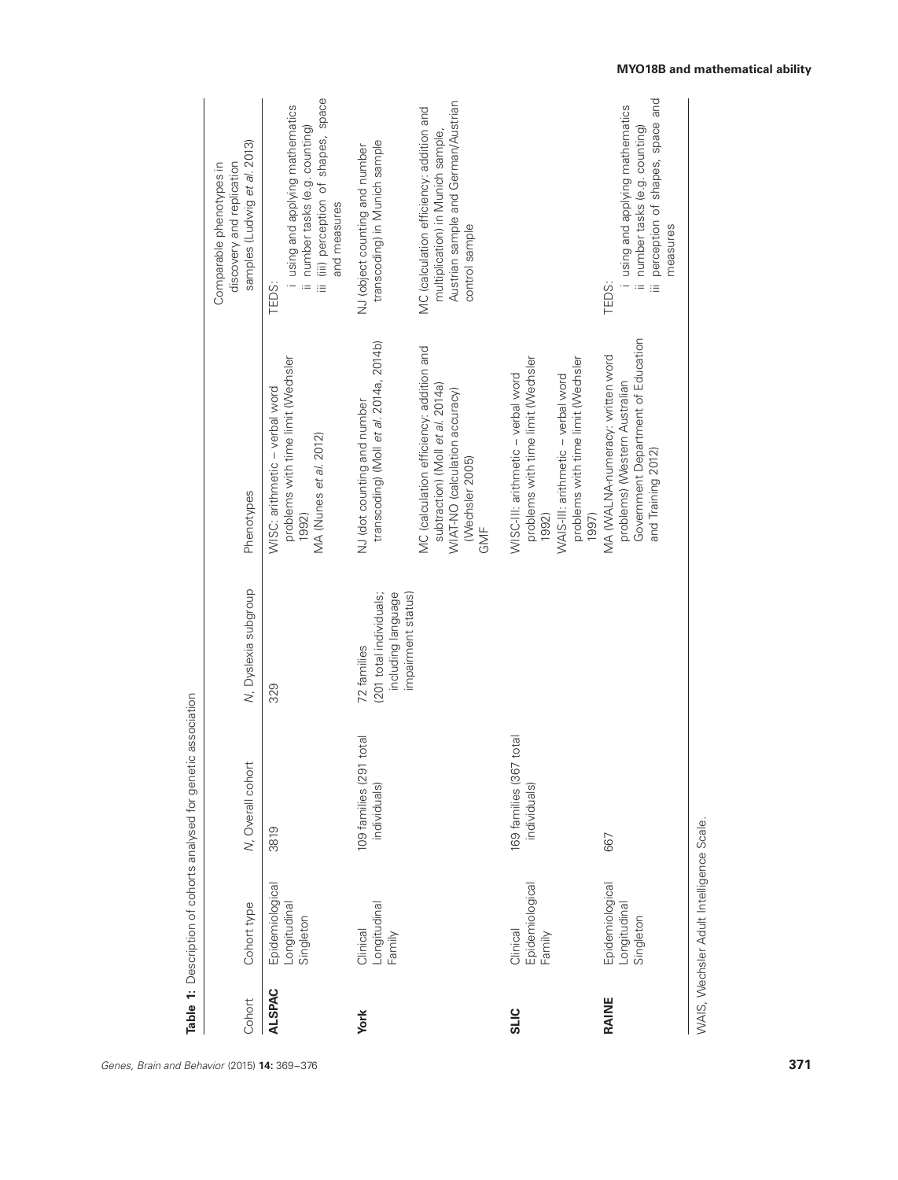**Table 1:** Description of cohorts analysed for genetic association

| Cohort | Cohort type | N, Overall cohort | N, Dyslexia subgroup | Phenotypes | Comparable phenotypes in discovery and replication samples (Ludwig *et al.* 2013) |
|---|---|---|---|---|---|
| **ALSPAC** | Epidemiological Longitudinal Singleton | 3819 | 329 | WISC: arithmetic – verbal word problems with time limit (Wechsler 1992)<br>MA (Nunes *et al.* 2012) | TEDS:<br>i using and applying mathematics<br>ii number tasks (e.g. counting)<br>iii (iii) perception of shapes, space and measures |
| **York** | Clinical Longitudinal Family | 109 families (291 total individuals) | 72 families (201 total individuals; including language impairment status) | NJ (dot counting and number transcoding) (Moll *et al.* 2014a, 2014b)<br>MC (calculation efficiency: addition and subtraction) (Moll *et al.* 2014a)<br>WIAT-NO (calculation accuracy) (Wechsler 2005)<br>GMF | NJ (object counting and number transcoding) in Munich sample<br>MC (calculation efficiency: addition and multiplication) in Munich sample, Austrian sample and German/Austrian control sample |
| **SLIC** | Clinical Epidemiological Family | 169 families (367 total individuals) | | WISC-III: arithmetic – verbal word problems with time limit (Wechsler 1992)<br>WAIS-III: arithmetic – verbal word problems with time limit (Wechsler 1997) | |
| **RAINE** | Epidemiological Longitudinal Singleton | 667 | | MA (WALNA-numeracy: written word problems) (Western Australian Government Department of Education and Training 2012) | TEDS:<br>i using and applying mathematics<br>ii number tasks (e.g. counting)<br>iii perception of shapes, space and measures |

WAIS, Wechsler Adult Intelligence Scale.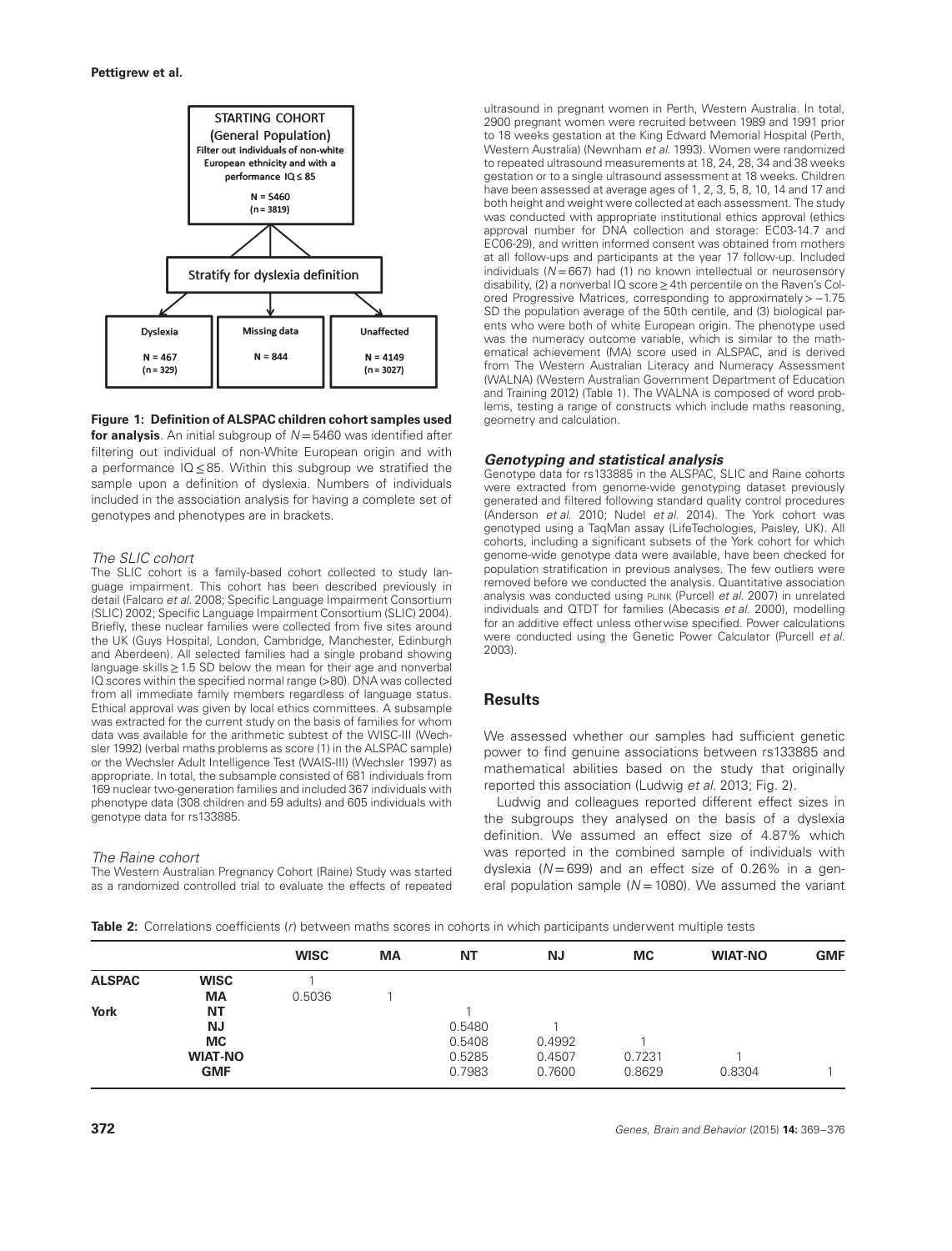STARTING COHORT
(General Population)
Filter out individuals of non-white European ethnicity and with a performance IQ ≤ 85

N = 5460
(n = 3819)

Stratify for dyslexia definition

| Dyslexia | Missing data | Unaffected |
|---|---|---|
| N = 467 (n = 329) | N = 844 | N = 4149 (n = 3027) |

**Figure 1: Definition of ALSPAC children cohort samples used for analysis**. An initial subgroup of $N = 5460$ was identified after filtering out individual of non-White European origin and with a performance IQ ≤ 85. Within this subgroup we stratified the sample upon a definition of dyslexia. Numbers of individuals included in the association analysis for having a complete set of genotypes and phenotypes are in brackets.

### *The SLIC cohort*

The SLIC cohort is a family-based cohort collected to study language impairment. This cohort has been described previously in detail (Falcaro *et al.* 2008; Specific Language Impairment Consortium (SLIC) 2002; Specific Language Impairment Consortium (SLIC) 2004). Briefly, these nuclear families were collected from five sites around the UK (Guys Hospital, London, Cambridge, Manchester, Edinburgh and Aberdeen). All selected families had a single proband showing language skills ≥ 1.5 SD below the mean for their age and nonverbal IQ scores within the specified normal range (>80). DNA was collected from all immediate family members regardless of language status. Ethical approval was given by local ethics committees. A subsample was extracted for the current study on the basis of families for whom data was available for the arithmetic subtest of the WISC-III (Wechsler 1992) (verbal maths problems as score (1) in the ALSPAC sample) or the Wechsler Adult Intelligence Test (WAIS-III) (Wechsler 1997) as appropriate. In total, the subsample consisted of 681 individuals from 169 nuclear two-generation families and included 367 individuals with phenotype data (308 children and 59 adults) and 605 individuals with genotype data for rs133885.

### *The Raine cohort*

The Western Australian Pregnancy Cohort (Raine) Study was started as a randomized controlled trial to evaluate the effects of repeated ultrasound in pregnant women in Perth, Western Australia. In total, 2900 pregnant women were recruited between 1989 and 1991 prior to 18 weeks gestation at the King Edward Memorial Hospital (Perth, Western Australia) (Newnham *et al.* 1993). Women were randomized to repeated ultrasound measurements at 18, 24, 28, 34 and 38 weeks gestation or to a single ultrasound assessment at 18 weeks. Children have been assessed at average ages of 1, 2, 3, 5, 8, 10, 14 and 17 and both height and weight were collected at each assessment. The study was conducted with appropriate institutional ethics approval (ethics approval number for DNA collection and storage: EC03-14.7 and EC06-29), and written informed consent was obtained from mothers at all follow-ups and participants at the year 17 follow-up. Included individuals ($N = 667$) had (1) no known intellectual or neurosensory disability, (2) a nonverbal IQ score ≥ 4th percentile on the Raven's Colored Progressive Matrices, corresponding to approximately > −1.75 SD the population average of the 50th centile, and (3) biological parents who were both of white European origin. The phenotype used was the numeracy outcome variable, which is similar to the mathematical achievement (MA) score used in ALSPAC, and is derived from The Western Australian Literacy and Numeracy Assessment (WALNA) (Western Australian Government Department of Education and Training 2012) (Table 1). The WALNA is composed of word problems, testing a range of constructs which include maths reasoning, geometry and calculation.

### *Genotyping and statistical analysis*

Genotype data for rs133885 in the ALSPAC, SLIC and Raine cohorts were extracted from genome-wide genotyping dataset previously generated and filtered following standard quality control procedures (Anderson *et al.* 2010; Nudel *et al.* 2014). The York cohort was genotyped using a TaqMan assay (LifeTechologies, Paisley, UK). All cohorts, including a significant subsets of the York cohort for which genome-wide genotype data were available, have been checked for population stratification in previous analyses. The few outliers were removed before we conducted the analysis. Quantitative association analysis was conducted using PLINK (Purcell *et al.* 2007) in unrelated individuals and QTDT for families (Abecasis *et al.* 2000), modelling for an additive effect unless otherwise specified. Power calculations were conducted using the Genetic Power Calculator (Purcell *et al.* 2003).

## Results

We assessed whether our samples had sufficient genetic power to find genuine associations between rs133885 and mathematical abilities based on the study that originally reported this association (Ludwig *et al.* 2013; Fig. 2).

Ludwig and colleagues reported different effect sizes in the subgroups they analysed on the basis of a dyslexia definition. We assumed an effect size of 4.87% which was reported in the combined sample of individuals with dyslexia ($N = 699$) and an effect size of 0.26% in a general population sample ($N = 1080$). We assumed the variant

**Table 2:** Correlations coefficients ($r$) between maths scores in cohorts in which participants underwent multiple tests

| | | WISC | MA | NT | NJ | MC | WIAT-NO | GMF |
|---|---|---|---|---|---|---|---|---|
| **ALSPAC** | **WISC** | 1 | | | | | | |
| | **MA** | 0.5036 | 1 | | | | | |
| **York** | **NT** | | | 1 | | | | |
| | **NJ** | | | 0.5480 | 1 | | | |
| | **MC** | | | 0.5408 | 0.4992 | 1 | | |
| | **WIAT-NO** | | | 0.5285 | 0.4507 | 0.7231 | 1 | |
| | **GMF** | | | 0.7983 | 0.7600 | 0.8629 | 0.8304 | 1 |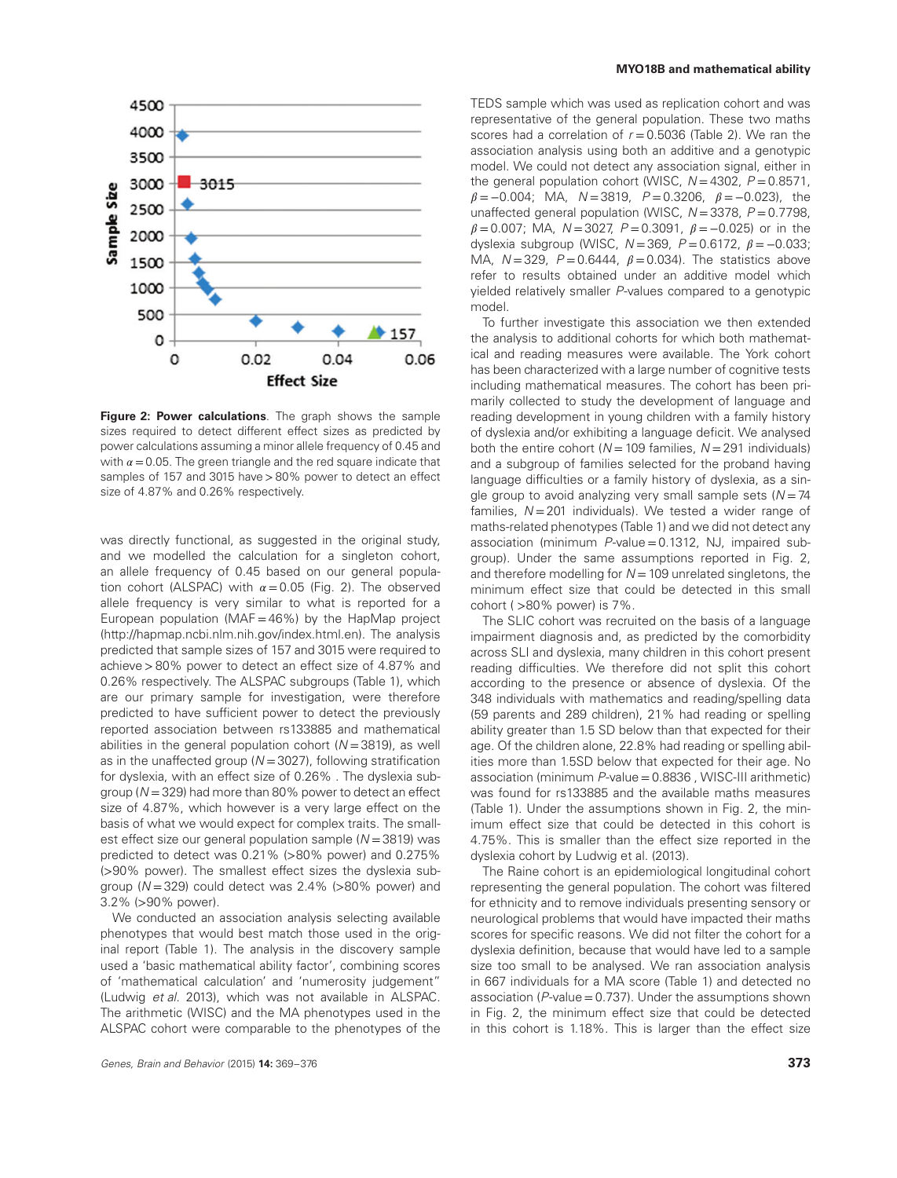**Figure 2: Power calculations**. The graph shows the sample sizes required to detect different effect sizes as predicted by power calculations assuming a minor allele frequency of 0.45 and with $\alpha = 0.05$. The green triangle and the red square indicate that samples of 157 and 3015 have > 80% power to detect an effect size of 4.87% and 0.26% respectively.

was directly functional, as suggested in the original study, and we modelled the calculation for a singleton cohort, an allele frequency of 0.45 based on our general population cohort (ALSPAC) with $\alpha = 0.05$ (Fig. 2). The observed allele frequency is very similar to what is reported for a European population (MAF = 46%) by the HapMap project (http://hapmap.ncbi.nlm.nih.gov/index.html.en). The analysis predicted that sample sizes of 157 and 3015 were required to achieve > 80% power to detect an effect size of 4.87% and 0.26% respectively. The ALSPAC subgroups (Table 1), which are our primary sample for investigation, were therefore predicted to have sufficient power to detect the previously reported association between rs133885 and mathematical abilities in the general population cohort ($N = 3819$), as well as in the unaffected group ($N = 3027$), following stratification for dyslexia, with an effect size of 0.26% . The dyslexia subgroup ($N = 329$) had more than 80% power to detect an effect size of 4.87%, which however is a very large effect on the basis of what we would expect for complex traits. The smallest effect size our general population sample ($N = 3819$) was predicted to detect was 0.21% (>80% power) and 0.275% (>90% power). The smallest effect sizes the dyslexia subgroup ($N = 329$) could detect was 2.4% (>80% power) and 3.2% (>90% power).

We conducted an association analysis selecting available phenotypes that would best match those used in the original report (Table 1). The analysis in the discovery sample used a 'basic mathematical ability factor', combining scores of 'mathematical calculation' and 'numerosity judgement" (Ludwig *et al.* 2013), which was not available in ALSPAC. The arithmetic (WISC) and the MA phenotypes used in the ALSPAC cohort were comparable to the phenotypes of the TEDS sample which was used as replication cohort and was representative of the general population. These two maths scores had a correlation of $r = 0.5036$ (Table 2). We ran the association analysis using both an additive and a genotypic model. We could not detect any association signal, either in the general population cohort (WISC, $N = 4302$, $P = 0.8571$, $\beta = -0.004$; MA, $N = 3819$, $P = 0.3206$, $\beta = -0.023$), the unaffected general population (WISC, $N = 3378$, $P = 0.7798$, $\beta = 0.007$; MA, $N = 3027$, $P = 0.3091$, $\beta = -0.025$) or in the dyslexia subgroup (WISC, $N = 369$, $P = 0.6172$, $\beta = -0.033$; MA, $N = 329$, $P = 0.6444$, $\beta = 0.034$). The statistics above refer to results obtained under an additive model which yielded relatively smaller *P*-values compared to a genotypic model.

To further investigate this association we then extended the analysis to additional cohorts for which both mathematical and reading measures were available. The York cohort has been characterized with a large number of cognitive tests including mathematical measures. The cohort has been primarily collected to study the development of language and reading development in young children with a family history of dyslexia and/or exhibiting a language deficit. We analysed both the entire cohort ($N = 109$ families, $N = 291$ individuals) and a subgroup of families selected for the proband having language difficulties or a family history of dyslexia, as a single group to avoid analyzing very small sample sets ($N = 74$ families, $N = 201$ individuals). We tested a wider range of maths-related phenotypes (Table 1) and we did not detect any association (minimum *P*-value = 0.1312, NJ, impaired subgroup). Under the same assumptions reported in Fig. 2, and therefore modelling for $N = 109$ unrelated singletons, the minimum effect size that could be detected in this small cohort ( >80% power) is 7%.

The SLIC cohort was recruited on the basis of a language impairment diagnosis and, as predicted by the comorbidity across SLI and dyslexia, many children in this cohort present reading difficulties. We therefore did not split this cohort according to the presence or absence of dyslexia. Of the 348 individuals with mathematics and reading/spelling data (59 parents and 289 children), 21% had reading or spelling ability greater than 1.5 SD below that expected for their age. Of the children alone, 22.8% had reading or spelling abilities more than 1.5SD below that expected for their age. No association (minimum *P*-value = 0.8836 , WISC-III arithmetic) was found for rs133885 and the available maths measures (Table 1). Under the assumptions shown in Fig. 2, the minimum effect size that could be detected in this cohort is 4.75%. This is smaller than the effect size reported in the dyslexia cohort by Ludwig et al. (2013).

The Raine cohort is an epidemiological longitudinal cohort representing the general population. The cohort was filtered for ethnicity and to remove individuals presenting sensory or neurological problems that would have impacted their maths scores for specific reasons. We did not filter the cohort for a dyslexia definition, because that would have led to a sample size too small to be analysed. We ran association analysis in 667 individuals for a MA score (Table 1) and detected no association (*P*-value = 0.737). Under the assumptions shown in Fig. 2, the minimum effect size that could be detected in this cohort is 1.18%. This is larger than the effect size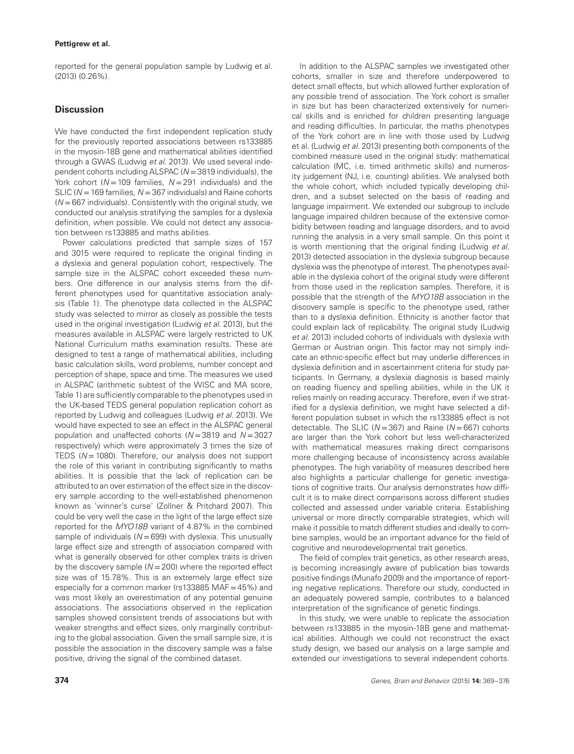reported for the general population sample by Ludwig et al. (2013) (0.26%).

## Discussion

We have conducted the first independent replication study for the previously reported associations between rs133885 in the myosin-18B gene and mathematical abilities identified through a GWAS (Ludwig *et al.* 2013). We used several independent cohorts including ALSPAC ($N = 3819$ individuals), the York cohort ($N = 109$ families, $N = 291$ individuals) and the SLIC ($N = 169$ families, $N = 367$ individuals) and Raine cohorts ($N = 667$ individuals). Consistently with the original study, we conducted our analysis stratifying the samples for a dyslexia definition, when possible. We could not detect any association between rs133885 and maths abilities.

Power calculations predicted that sample sizes of 157 and 3015 were required to replicate the original finding in a dyslexia and general population cohort, respectively. The sample size in the ALSPAC cohort exceeded these numbers. One difference in our analysis stems from the different phenotypes used for quantitative association analysis (Table 1). The phenotype data collected in the ALSPAC study was selected to mirror as closely as possible the tests used in the original investigation (Ludwig *et al.* 2013), but the measures available in ALSPAC were largely restricted to UK National Curriculum maths examination results. These are designed to test a range of mathematical abilities, including basic calculation skills, word problems, number concept and perception of shape, space and time. The measures we used in ALSPAC (arithmetic subtest of the WISC and MA score, Table 1) are sufficiently comparable to the phenotypes used in the UK-based TEDS general population replication cohort as reported by Ludwig and colleagues (Ludwig *et al.* 2013). We would have expected to see an effect in the ALSPAC general population and unaffected cohorts ($N = 3819$ and $N = 3027$ respectively) which were approximately 3 times the size of TEDS ($N = 1080$). Therefore, our analysis does not support the role of this variant in contributing significantly to maths abilities. It is possible that the lack of replication can be attributed to an over estimation of the effect size in the discovery sample according to the well-established phenomenon known as 'winner's curse' (Zollner & Pritchard 2007). This could be very well the case in the light of the large effect size reported for the *MYO18B* variant of 4.87% in the combined sample of individuals ($N = 699$) with dyslexia. This unusually large effect size and strength of association compared with what is generally observed for other complex traits is driven by the discovery sample ($N = 200$) where the reported effect size was of 15.78%. This is an extremely large effect size especially for a common marker (rs133885 MAF = 45%) and was most likely an overestimation of any potential genuine associations. The associations observed in the replication samples showed consistent trends of associations but with weaker strengths and effect sizes, only marginally contributing to the global association. Given the small sample size, it is possible the association in the discovery sample was a false positive, driving the signal of the combined dataset.

In addition to the ALSPAC samples we investigated other cohorts, smaller in size and therefore underpowered to detect small effects, but which allowed further exploration of any possible trend of association. The York cohort is smaller in size but has been characterized extensively for numerical skills and is enriched for children presenting language and reading difficulties. In particular, the maths phenotypes of the York cohort are in line with those used by Ludwig et al. (Ludwig *et al.* 2013) presenting both components of the combined measure used in the original study: mathematical calculation (MC, i.e. timed arithmetic skills) and numerosity judgement (NJ, i.e. counting) abilities. We analysed both the whole cohort, which included typically developing children, and a subset selected on the basis of reading and language impairment. We extended our subgroup to include language impaired children because of the extensive comorbidity between reading and language disorders, and to avoid running the analysis in a very small sample. On this point it is worth mentioning that the original finding (Ludwig *et al.* 2013) detected association in the dyslexia subgroup because dyslexia was the phenotype of interest. The phenotypes available in the dyslexia cohort of the original study were different from those used in the replication samples. Therefore, it is possible that the strength of the *MYO18B* association in the discovery sample is specific to the phenotype used, rather than to a dyslexia definition. Ethnicity is another factor that could explain lack of replicability. The original study (Ludwig *et al.* 2013) included cohorts of individuals with dyslexia with German or Austrian origin. This factor may not simply indicate an ethnic-specific effect but may underlie differences in dyslexia definition and in ascertainment criteria for study participants. In Germany, a dyslexia diagnosis is based mainly on reading fluency and spelling abilities, while in the UK it relies mainly on reading accuracy. Therefore, even if we stratified for a dyslexia definition, we might have selected a different population subset in which the rs133885 effect is not detectable. The SLIC ($N = 367$) and Raine ($N = 667$) cohorts are larger than the York cohort but less well-characterized with mathematical measures making direct comparisons more challenging because of inconsistency across available phenotypes. The high variability of measures described here also highlights a particular challenge for genetic investigations of cognitive traits. Our analysis demonstrates how difficult it is to make direct comparisons across different studies collected and assessed under variable criteria. Establishing universal or more directly comparable strategies, which will make it possible to match different studies and ideally to combine samples, would be an important advance for the field of cognitive and neurodevelopmental trait genetics.

The field of complex trait genetics, as other research areas, is becoming increasingly aware of publication bias towards positive findings (Munafo 2009) and the importance of reporting negative replications. Therefore our study, conducted in an adequately powered sample, contributes to a balanced interpretation of the significance of genetic findings.

In this study, we were unable to replicate the association between rs133885 in the myosin-18B gene and mathematical abilities. Although we could not reconstruct the exact study design, we based our analysis on a large sample and extended our investigations to several independent cohorts.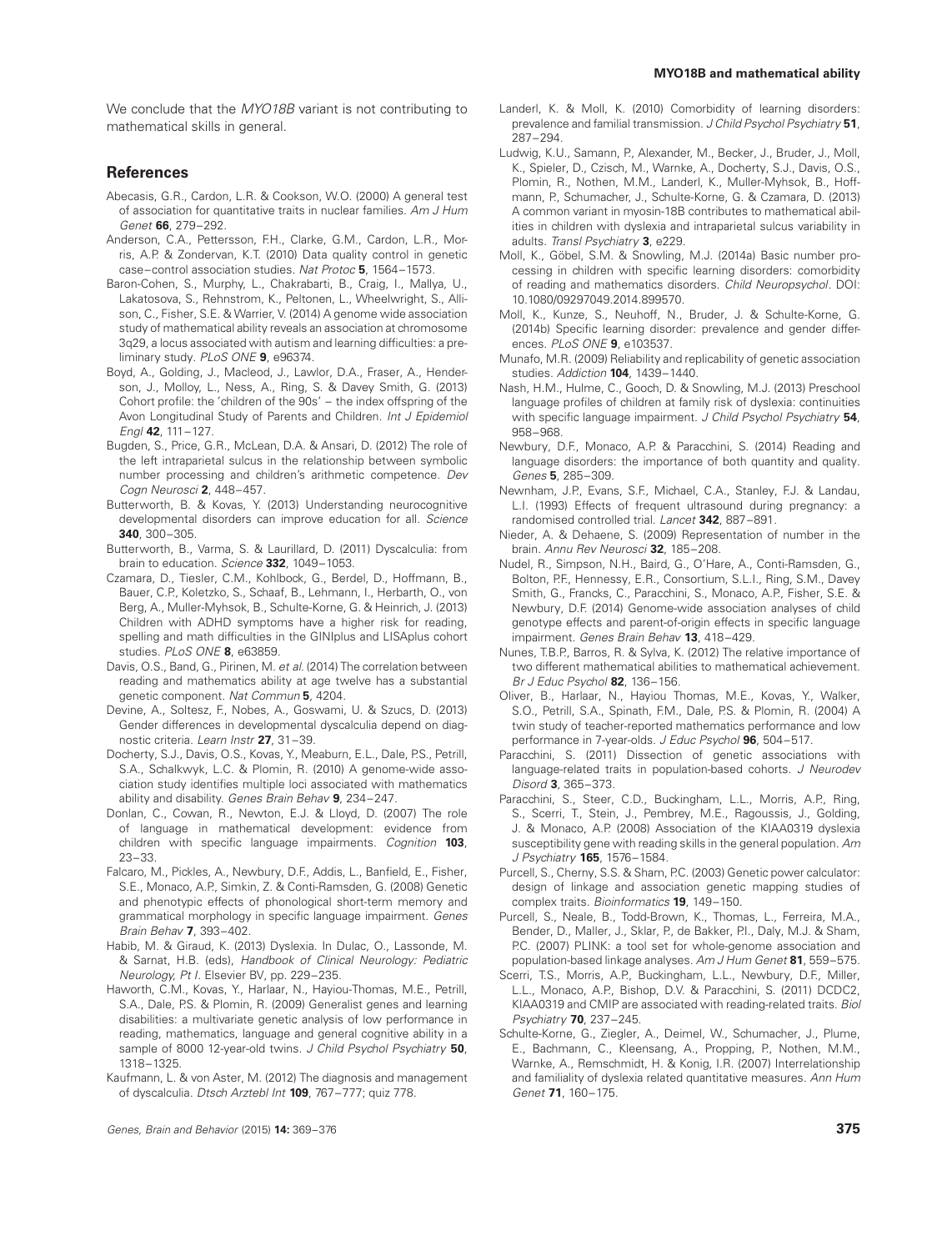We conclude that the *MYO18B* variant is not contributing to mathematical skills in general.

## References

Abecasis, G.R., Cardon, L.R. & Cookson, W.O. (2000) A general test of association for quantitative traits in nuclear families. *Am J Hum Genet* **66**, 279–292.

Anderson, C.A., Pettersson, F.H., Clarke, G.M., Cardon, L.R., Morris, A.P. & Zondervan, K.T. (2010) Data quality control in genetic case–control association studies. *Nat Protoc* **5**, 1564–1573.

Baron-Cohen, S., Murphy, L., Chakrabarti, B., Craig, I., Mallya, U., Lakatosova, S., Rehnstrom, K., Peltonen, L., Wheelwright, S., Allison, C., Fisher, S.E. & Warrier, V. (2014) A genome wide association study of mathematical ability reveals an association at chromosome 3q29, a locus associated with autism and learning difficulties: a preliminary study. *PLoS ONE* **9**, e96374.

Boyd, A., Golding, J., Macleod, J., Lawlor, D.A., Fraser, A., Henderson, J., Molloy, L., Ness, A., Ring, S. & Davey Smith, G. (2013) Cohort profile: the 'children of the 90s' – the index offspring of the Avon Longitudinal Study of Parents and Children. *Int J Epidemiol Engl* **42**, 111–127.

Bugden, S., Price, G.R., McLean, D.A. & Ansari, D. (2012) The role of the left intraparietal sulcus in the relationship between symbolic number processing and children's arithmetic competence. *Dev Cogn Neurosci* **2**, 448–457.

Butterworth, B. & Kovas, Y. (2013) Understanding neurocognitive developmental disorders can improve education for all. *Science* **340**, 300–305.

Butterworth, B., Varma, S. & Laurillard, D. (2011) Dyscalculia: from brain to education. *Science* **332**, 1049–1053.

Czamara, D., Tiesler, C.M., Kohlbock, G., Berdel, D., Hoffmann, B., Bauer, C.P., Koletzko, S., Schaaf, B., Lehmann, I., Herbarth, O., von Berg, A., Muller-Myhsok, B., Schulte-Korne, G. & Heinrich, J. (2013) Children with ADHD symptoms have a higher risk for reading, spelling and math difficulties in the GINIplus and LISAplus cohort studies. *PLoS ONE* **8**, e63859.

Davis, O.S., Band, G., Pirinen, M. *et al.* (2014) The correlation between reading and mathematics ability at age twelve has a substantial genetic component. *Nat Commun* **5**, 4204.

Devine, A., Soltesz, F., Nobes, A., Goswami, U. & Szucs, D. (2013) Gender differences in developmental dyscalculia depend on diagnostic criteria. *Learn Instr* **27**, 31–39.

Docherty, S.J., Davis, O.S., Kovas, Y., Meaburn, E.L., Dale, P.S., Petrill, S.A., Schalkwyk, L.C. & Plomin, R. (2010) A genome-wide association study identifies multiple loci associated with mathematics ability and disability. *Genes Brain Behav* **9**, 234–247.

Donlan, C., Cowan, R., Newton, E.J. & Lloyd, D. (2007) The role of language in mathematical development: evidence from children with specific language impairments. *Cognition* **103**, 23–33.

Falcaro, M., Pickles, A., Newbury, D.F., Addis, L., Banfield, E., Fisher, S.E., Monaco, A.P., Simkin, Z. & Conti-Ramsden, G. (2008) Genetic and phenotypic effects of phonological short-term memory and grammatical morphology in specific language impairment. *Genes Brain Behav* **7**, 393–402.

Habib, M. & Giraud, K. (2013) Dyslexia. In Dulac, O., Lassonde, M. & Sarnat, H.B. (eds), *Handbook of Clinical Neurology: Pediatric Neurology, Pt I*. Elsevier BV, pp. 229–235.

Haworth, C.M., Kovas, Y., Harlaar, N., Hayiou-Thomas, M.E., Petrill, S.A., Dale, P.S. & Plomin, R. (2009) Generalist genes and learning disabilities: a multivariate genetic analysis of low performance in reading, mathematics, language and general cognitive ability in a sample of 8000 12-year-old twins. *J Child Psychol Psychiatry* **50**, 1318–1325.

Kaufmann, L. & von Aster, M. (2012) The diagnosis and management of dyscalculia. *Dtsch Arztebl Int* **109**, 767–777; quiz 778.

Landerl, K. & Moll, K. (2010) Comorbidity of learning disorders: prevalence and familial transmission. *J Child Psychol Psychiatry* **51**, 287–294.

Ludwig, K.U., Samann, P., Alexander, M., Becker, J., Bruder, J., Moll, K., Spieler, D., Czisch, M., Warnke, A., Docherty, S.J., Davis, O.S., Plomin, R., Nothen, M.M., Landerl, K., Muller-Myhsok, B., Hoffmann, P., Schumacher, J., Schulte-Korne, G. & Czamara, D. (2013) A common variant in myosin-18B contributes to mathematical abilities in children with dyslexia and intraparietal sulcus variability in adults. *Transl Psychiatry* **3**, e229.

Moll, K., Göbel, S.M. & Snowling, M.J. (2014a) Basic number processing in children with specific learning disorders: comorbidity of reading and mathematics disorders. *Child Neuropsychol*. DOI: 10.1080/09297049.2014.899570.

Moll, K., Kunze, S., Neuhoff, N., Bruder, J. & Schulte-Korne, G. (2014b) Specific learning disorder: prevalence and gender differences. *PLoS ONE* **9**, e103537.

Munafo, M.R. (2009) Reliability and replicability of genetic association studies. *Addiction* **104**, 1439–1440.

Nash, H.M., Hulme, C., Gooch, D. & Snowling, M.J. (2013) Preschool language profiles of children at family risk of dyslexia: continuities with specific language impairment. *J Child Psychol Psychiatry* **54**, 958–968.

Newbury, D.F., Monaco, A.P. & Paracchini, S. (2014) Reading and language disorders: the importance of both quantity and quality. *Genes* **5**, 285–309.

Newnham, J.P., Evans, S.F., Michael, C.A., Stanley, F.J. & Landau, L.I. (1993) Effects of frequent ultrasound during pregnancy: a randomised controlled trial. *Lancet* **342**, 887–891.

Nieder, A. & Dehaene, S. (2009) Representation of number in the brain. *Annu Rev Neurosci* **32**, 185–208.

Nudel, R., Simpson, N.H., Baird, G., O'Hare, A., Conti-Ramsden, G., Bolton, P.F., Hennessy, E.R., Consortium, S.L.I., Ring, S.M., Davey Smith, G., Francks, C., Paracchini, S., Monaco, A.P., Fisher, S.E. & Newbury, D.F. (2014) Genome-wide association analyses of child genotype effects and parent-of-origin effects in specific language impairment. *Genes Brain Behav* **13**, 418–429.

Nunes, T.B.P., Barros, R. & Sylva, K. (2012) The relative importance of two different mathematical abilities to mathematical achievement. *Br J Educ Psychol* **82**, 136–156.

Oliver, B., Harlaar, N., Hayiou Thomas, M.E., Kovas, Y., Walker, S.O., Petrill, S.A., Spinath, F.M., Dale, P.S. & Plomin, R. (2004) A twin study of teacher-reported mathematics performance and low performance in 7-year-olds. *J Educ Psychol* **96**, 504–517.

Paracchini, S. (2011) Dissection of genetic associations with language-related traits in population-based cohorts. *J Neurodev Disord* **3**, 365–373.

Paracchini, S., Steer, C.D., Buckingham, L.L., Morris, A.P., Ring, S., Scerri, T., Stein, J., Pembrey, M.E., Ragoussis, J., Golding, J. & Monaco, A.P. (2008) Association of the KIAA0319 dyslexia susceptibility gene with reading skills in the general population. *Am J Psychiatry* **165**, 1576–1584.

Purcell, S., Cherny, S.S. & Sham, P.C. (2003) Genetic power calculator: design of linkage and association genetic mapping studies of complex traits. *Bioinformatics* **19**, 149–150.

Purcell, S., Neale, B., Todd-Brown, K., Thomas, L., Ferreira, M.A., Bender, D., Maller, J., Sklar, P., de Bakker, P.I., Daly, M.J. & Sham, P.C. (2007) PLINK: a tool set for whole-genome association and population-based linkage analyses. *Am J Hum Genet* **81**, 559–575.

Scerri, T.S., Morris, A.P., Buckingham, L.L., Newbury, D.F., Miller, L.L., Monaco, A.P., Bishop, D.V. & Paracchini, S. (2011) DCDC2, KIAA0319 and CMIP are associated with reading-related traits. *Biol Psychiatry* **70**, 237–245.

Schulte-Korne, G., Ziegler, A., Deimel, W., Schumacher, J., Plume, E., Bachmann, C., Kleensang, A., Propping, P., Nothen, M.M., Warnke, A., Remschmidt, H. & Konig, I.R. (2007) Interrelationship and familiality of dyslexia related quantitative measures. *Ann Hum Genet* **71**, 160–175.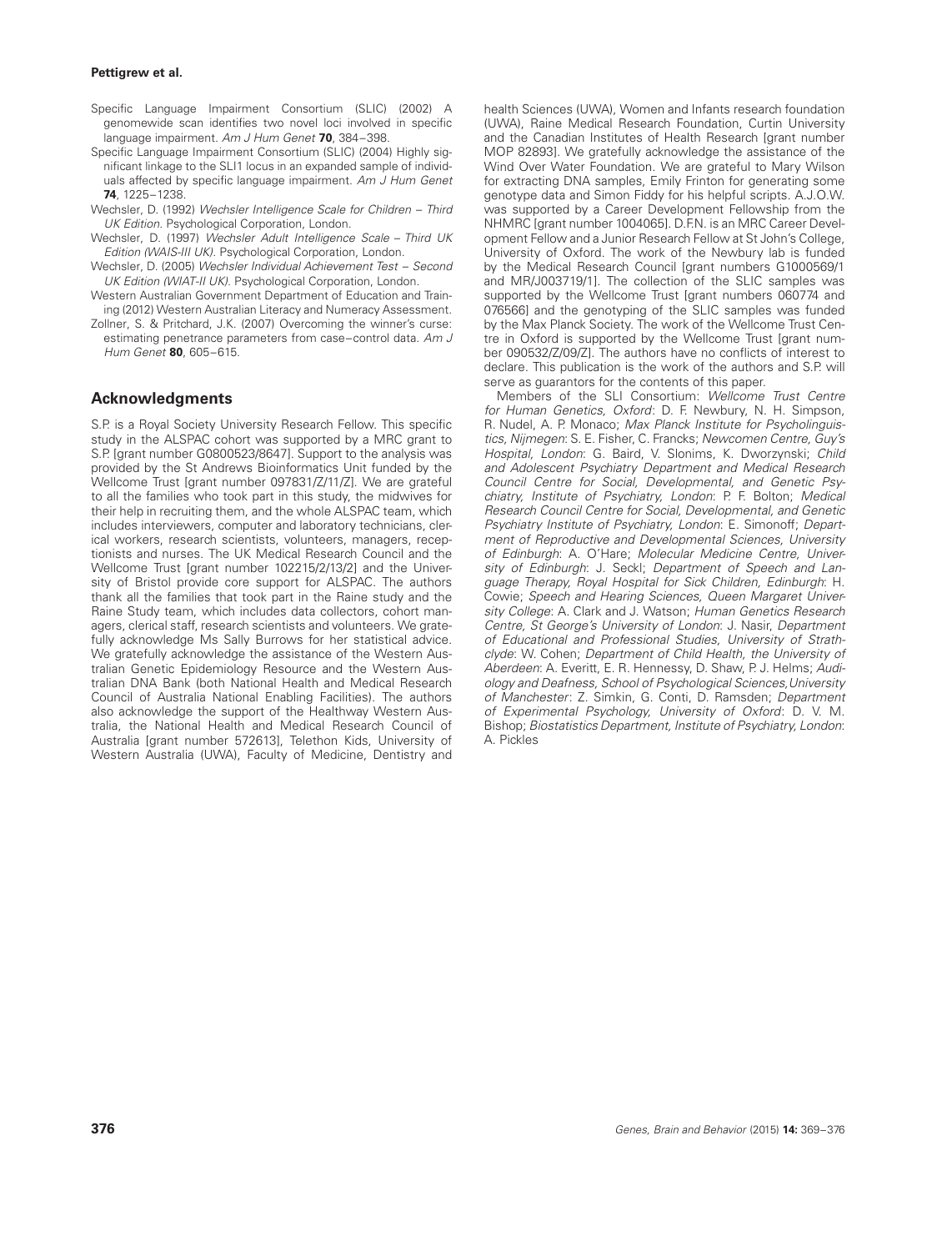Specific Language Impairment Consortium (SLIC) (2002) A genomewide scan identifies two novel loci involved in specific language impairment. *Am J Hum Genet* **70**, 384–398.

Specific Language Impairment Consortium (SLIC) (2004) Highly significant linkage to the SLI1 locus in an expanded sample of individuals affected by specific language impairment. *Am J Hum Genet* **74**, 1225–1238.

Wechsler, D. (1992) *Wechsler Intelligence Scale for Children – Third UK Edition*. Psychological Corporation, London.

Wechsler, D. (1997) *Wechsler Adult Intelligence Scale – Third UK Edition (WAIS-III UK)*. Psychological Corporation, London.

Wechsler, D. (2005) *Wechsler Individual Achievement Test – Second UK Edition (WIAT-II UK)*. Psychological Corporation, London.

Western Australian Government Department of Education and Training (2012) Western Australian Literacy and Numeracy Assessment.

Zollner, S. & Pritchard, J.K. (2007) Overcoming the winner's curse: estimating penetrance parameters from case–control data. *Am J Hum Genet* **80**, 605–615.

## Acknowledgments

S.P. is a Royal Society University Research Fellow. This specific study in the ALSPAC cohort was supported by a MRC grant to S.P. [grant number G0800523/8647]. Support to the analysis was provided by the St Andrews Bioinformatics Unit funded by the Wellcome Trust [grant number 097831/Z/11/Z]. We are grateful to all the families who took part in this study, the midwives for their help in recruiting them, and the whole ALSPAC team, which includes interviewers, computer and laboratory technicians, clerical workers, research scientists, volunteers, managers, receptionists and nurses. The UK Medical Research Council and the Wellcome Trust [grant number 102215/2/13/2] and the University of Bristol provide core support for ALSPAC. The authors thank all the families that took part in the Raine study and the Raine Study team, which includes data collectors, cohort managers, clerical staff, research scientists and volunteers. We gratefully acknowledge Ms Sally Burrows for her statistical advice. We gratefully acknowledge the assistance of the Western Australian Genetic Epidemiology Resource and the Western Australian DNA Bank (both National Health and Medical Research Council of Australia National Enabling Facilities). The authors also acknowledge the support of the Healthway Western Australia, the National Health and Medical Research Council of Australia [grant number 572613], Telethon Kids, University of Western Australia (UWA), Faculty of Medicine, Dentistry and health Sciences (UWA), Women and Infants research foundation (UWA), Raine Medical Research Foundation, Curtin University and the Canadian Institutes of Health Research [grant number MOP 82893]. We gratefully acknowledge the assistance of the Wind Over Water Foundation. We are grateful to Mary Wilson for extracting DNA samples, Emily Frinton for generating some genotype data and Simon Fiddy for his helpful scripts. A.J.O.W. was supported by a Career Development Fellowship from the NHMRC [grant number 1004065]. D.F.N. is an MRC Career Development Fellow and a Junior Research Fellow at St John's College, University of Oxford. The work of the Newbury lab is funded by the Medical Research Council [grant numbers G1000569/1 and MR/J003719/1]. The collection of the SLIC samples was supported by the Wellcome Trust [grant numbers 060774 and 076566] and the genotyping of the SLIC samples was funded by the Max Planck Society. The work of the Wellcome Trust Centre in Oxford is supported by the Wellcome Trust [grant number 090532/Z/09/Z]. The authors have no conflicts of interest to declare. This publication is the work of the authors and S.P. will serve as guarantors for the contents of this paper.

Members of the SLI Consortium: *Wellcome Trust Centre for Human Genetics, Oxford*: D. F. Newbury, N. H. Simpson, R. Nudel, A. P. Monaco; *Max Planck Institute for Psycholinguistics, Nijmegen*: S. E. Fisher, C. Francks; *Newcomen Centre, Guy's Hospital, London*: G. Baird, V. Slonims, K. Dworzynski; *Child and Adolescent Psychiatry Department and Medical Research Council Centre for Social, Developmental, and Genetic Psychiatry, Institute of Psychiatry, London*: P. F. Bolton; *Medical Research Council Centre for Social, Developmental, and Genetic Psychiatry Institute of Psychiatry, London*: E. Simonoff; *Department of Reproductive and Developmental Sciences, University of Edinburgh*: A. O'Hare; *Molecular Medicine Centre, University of Edinburgh*: J. Seckl; *Department of Speech and Language Therapy, Royal Hospital for Sick Children, Edinburgh*: H. Cowie; *Speech and Hearing Sciences, Queen Margaret University College*: A. Clark and J. Watson; *Human Genetics Research Centre, St George's University of London*: J. Nasir, *Department of Educational and Professional Studies, University of Strathclyde*: W. Cohen; *Department of Child Health, the University of Aberdeen*: A. Everitt, E. R. Hennessy, D. Shaw, P. J. Helms; *Audiology and Deafness, School of Psychological Sciences, University of Manchester*: Z. Simkin, G. Conti, D. Ramsden; *Department of Experimental Psychology, University of Oxford*: D. V. M. Bishop; *Biostatistics Department, Institute of Psychiatry, London*: A. Pickles